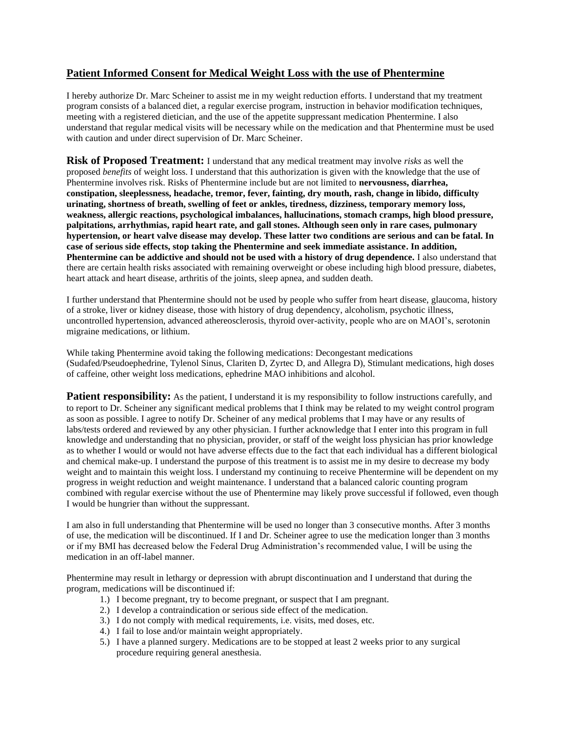## **Patient Informed Consent for Medical Weight Loss with the use of Phentermine**

I hereby authorize Dr. Marc Scheiner to assist me in my weight reduction efforts. I understand that my treatment program consists of a balanced diet, a regular exercise program, instruction in behavior modification techniques, meeting with a registered dietician, and the use of the appetite suppressant medication Phentermine. I also understand that regular medical visits will be necessary while on the medication and that Phentermine must be used with caution and under direct supervision of Dr. Marc Scheiner.

**Risk of Proposed Treatment:** I understand that any medical treatment may involve *risks* as well the proposed *benefits* of weight loss. I understand that this authorization is given with the knowledge that the use of Phentermine involves risk. Risks of Phentermine include but are not limited to **nervousness, diarrhea, constipation, sleeplessness, headache, tremor, fever, fainting, dry mouth, rash, change in libido, difficulty urinating, shortness of breath, swelling of feet or ankles, tiredness, dizziness, temporary memory loss, weakness, allergic reactions, psychological imbalances, hallucinations, stomach cramps, high blood pressure, palpitations, arrhythmias, rapid heart rate, and gall stones. Although seen only in rare cases, pulmonary hypertension, or heart valve disease may develop. These latter two conditions are serious and can be fatal. In case of serious side effects, stop taking the Phentermine and seek immediate assistance. In addition, Phentermine can be addictive and should not be used with a history of drug dependence.** I also understand that there are certain health risks associated with remaining overweight or obese including high blood pressure, diabetes, heart attack and heart disease, arthritis of the joints, sleep apnea, and sudden death.

I further understand that Phentermine should not be used by people who suffer from heart disease, glaucoma, history of a stroke, liver or kidney disease, those with history of drug dependency, alcoholism, psychotic illness, uncontrolled hypertension, advanced athereosclerosis, thyroid over-activity, people who are on MAOI's, serotonin migraine medications, or lithium.

While taking Phentermine avoid taking the following medications: Decongestant medications (Sudafed/Pseudoephedrine, Tylenol Sinus, Clariten D, Zyrtec D, and Allegra D), Stimulant medications, high doses of caffeine, other weight loss medications, ephedrine MAO inhibitions and alcohol.

**Patient responsibility:** As the patient, I understand it is my responsibility to follow instructions carefully, and to report to Dr. Scheiner any significant medical problems that I think may be related to my weight control program as soon as possible. I agree to notify Dr. Scheiner of any medical problems that I may have or any results of labs/tests ordered and reviewed by any other physician. I further acknowledge that I enter into this program in full knowledge and understanding that no physician, provider, or staff of the weight loss physician has prior knowledge as to whether I would or would not have adverse effects due to the fact that each individual has a different biological and chemical make-up. I understand the purpose of this treatment is to assist me in my desire to decrease my body weight and to maintain this weight loss. I understand my continuing to receive Phentermine will be dependent on my progress in weight reduction and weight maintenance. I understand that a balanced caloric counting program combined with regular exercise without the use of Phentermine may likely prove successful if followed, even though I would be hungrier than without the suppressant.

I am also in full understanding that Phentermine will be used no longer than 3 consecutive months. After 3 months of use, the medication will be discontinued. If I and Dr. Scheiner agree to use the medication longer than 3 months or if my BMI has decreased below the Federal Drug Administration's recommended value, I will be using the medication in an off-label manner.

Phentermine may result in lethargy or depression with abrupt discontinuation and I understand that during the program, medications will be discontinued if:

1.) I become pregnant, try to become pregnant, or suspect that I am pregnant.
2.) I develop a contraindication or serious side effect of the medication.
3.) I do not comply with medical requirements, i.e. visits, med doses, etc.
4.) I fail to lose and/or maintain weight appropriately.
5.) I have a planned surgery. Medications are to be stopped at least 2 weeks prior to any surgical procedure requiring general anesthesia.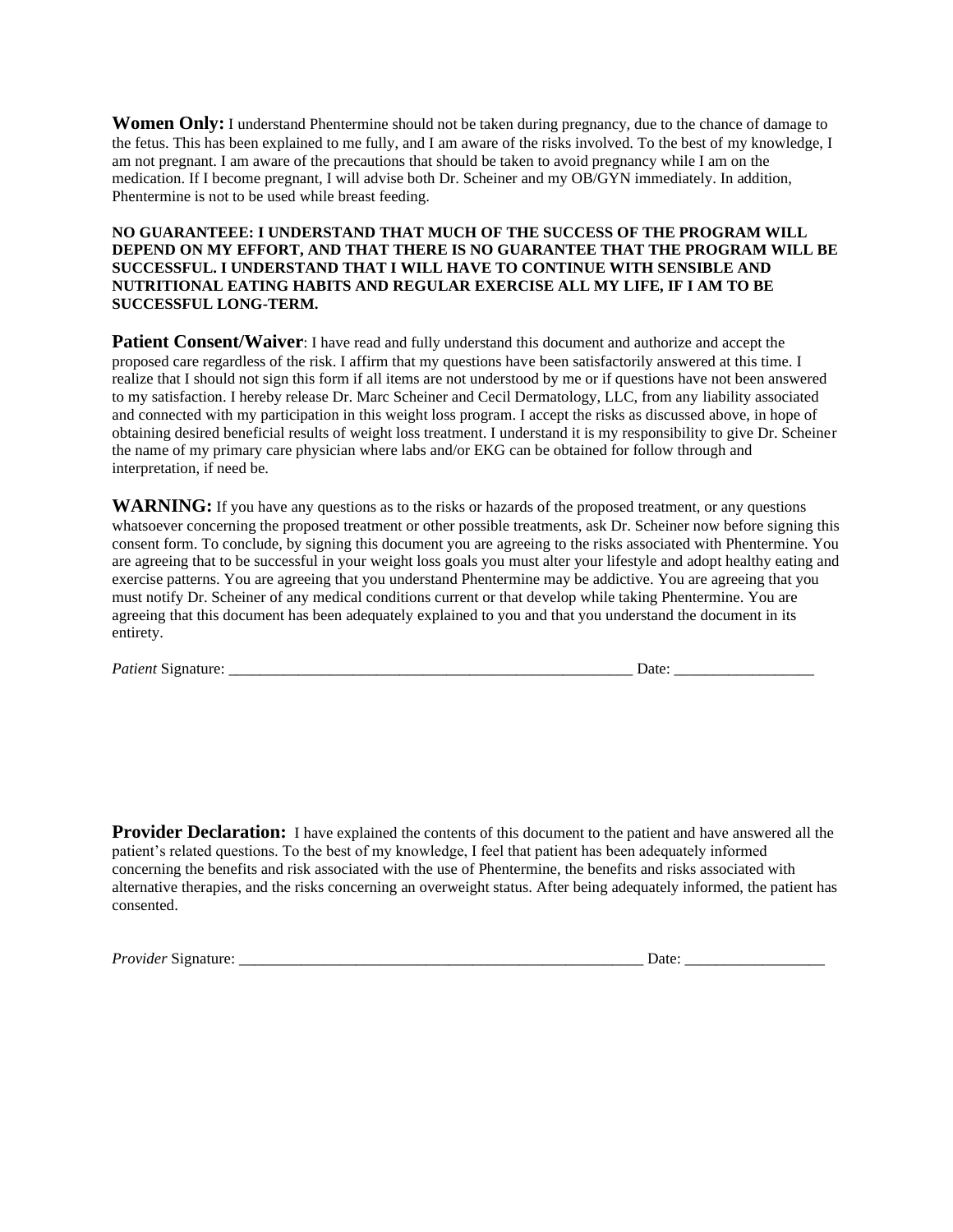**Women Only:** I understand Phentermine should not be taken during pregnancy, due to the chance of damage to the fetus. This has been explained to me fully, and I am aware of the risks involved. To the best of my knowledge, I am not pregnant. I am aware of the precautions that should be taken to avoid pregnancy while I am on the medication. If I become pregnant, I will advise both Dr. Scheiner and my OB/GYN immediately. In addition, Phentermine is not to be used while breast feeding.

**NO GUARANTEEE: I UNDERSTAND THAT MUCH OF THE SUCCESS OF THE PROGRAM WILL DEPEND ON MY EFFORT, AND THAT THERE IS NO GUARANTEE THAT THE PROGRAM WILL BE SUCCESSFUL. I UNDERSTAND THAT I WILL HAVE TO CONTINUE WITH SENSIBLE AND NUTRITIONAL EATING HABITS AND REGULAR EXERCISE ALL MY LIFE, IF I AM TO BE SUCCESSFUL LONG-TERM.**

**Patient Consent/Waiver**: I have read and fully understand this document and authorize and accept the proposed care regardless of the risk. I affirm that my questions have been satisfactorily answered at this time. I realize that I should not sign this form if all items are not understood by me or if questions have not been answered to my satisfaction. I hereby release Dr. Marc Scheiner and Cecil Dermatology, LLC, from any liability associated and connected with my participation in this weight loss program. I accept the risks as discussed above, in hope of obtaining desired beneficial results of weight loss treatment. I understand it is my responsibility to give Dr. Scheiner the name of my primary care physician where labs and/or EKG can be obtained for follow through and interpretation, if need be.

**WARNING:** If you have any questions as to the risks or hazards of the proposed treatment, or any questions whatsoever concerning the proposed treatment or other possible treatments, ask Dr. Scheiner now before signing this consent form. To conclude, by signing this document you are agreeing to the risks associated with Phentermine. You are agreeing that to be successful in your weight loss goals you must alter your lifestyle and adopt healthy eating and exercise patterns. You are agreeing that you understand Phentermine may be addictive. You are agreeing that you must notify Dr. Scheiner of any medical conditions current or that develop while taking Phentermine. You are agreeing that this document has been adequately explained to you and that you understand the document in its entirety.

*Patient* Signature: _______________________________________________________ Date: __________________

**Provider Declaration:** I have explained the contents of this document to the patient and have answered all the patient's related questions. To the best of my knowledge, I feel that patient has been adequately informed concerning the benefits and risk associated with the use of Phentermine, the benefits and risks associated with alternative therapies, and the risks concerning an overweight status. After being adequately informed, the patient has consented.

*Provider* Signature: _______________________________________________________ Date: __________________